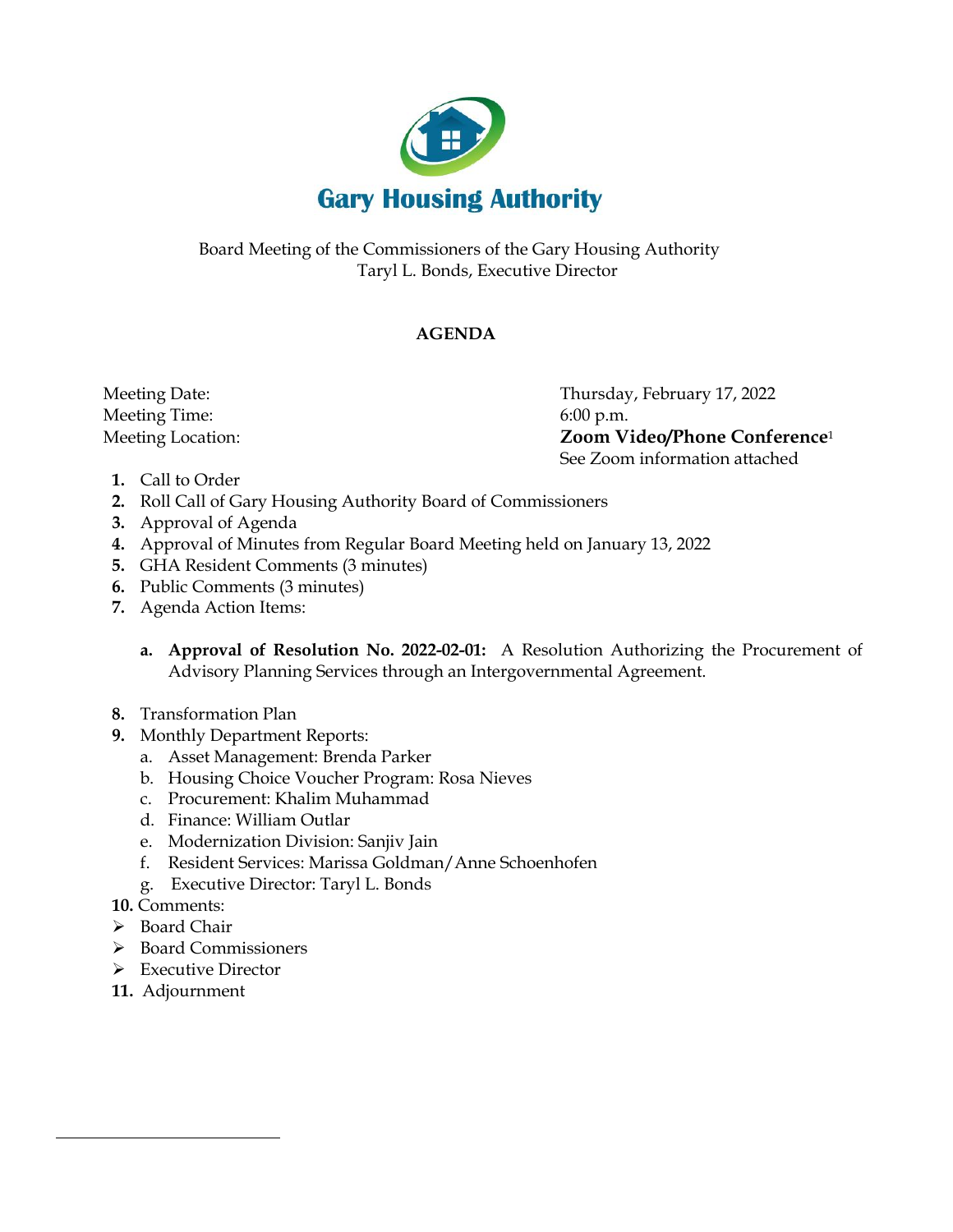# Gary Housing Authority

Board Meeting of the Commissioners of the Gary Housing Authority
Taryl L. Bonds, Executive Director

## AGENDA

Meeting Date: Thursday, February 17, 2022
Meeting Time: 6:00 p.m.
Meeting Location: **Zoom Video/Phone Conference**[1]
See Zoom information attached

1. Call to Order
2. Roll Call of Gary Housing Authority Board of Commissioners
3. Approval of Agenda
4. Approval of Minutes from Regular Board Meeting held on January 13, 2022
5. GHA Resident Comments (3 minutes)
6. Public Comments (3 minutes)
7. Agenda Action Items:

   a. **Approval of Resolution No. 2022-02-01:** A Resolution Authorizing the Procurement of Advisory Planning Services through an Intergovernmental Agreement.

8. Transformation Plan
9. Monthly Department Reports:
   a. Asset Management: Brenda Parker
   b. Housing Choice Voucher Program: Rosa Nieves
   c. Procurement: Khalim Muhammad
   d. Finance: William Outlar
   e. Modernization Division: Sanjiv Jain
   f. Resident Services: Marissa Goldman/Anne Schoenhofen
   g. Executive Director: Taryl L. Bonds
10. Comments:
    - Board Chair
    - Board Commissioners
    - Executive Director
11. Adjournment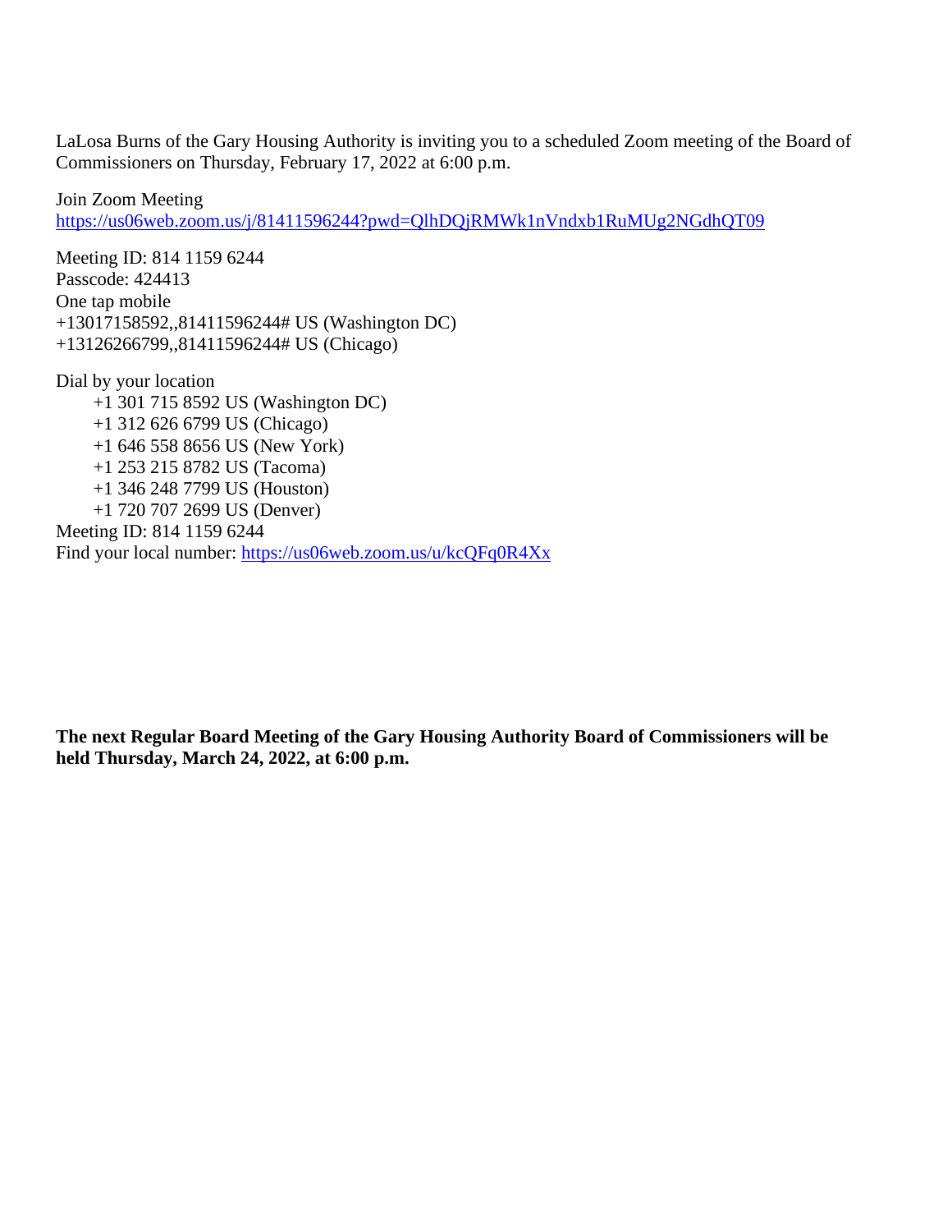LaLosa Burns of the Gary Housing Authority is inviting you to a scheduled Zoom meeting of the Board of Commissioners on Thursday, February 17, 2022 at 6:00 p.m.

Join Zoom Meeting
https://us06web.zoom.us/j/81411596244?pwd=QlhDQjRMWk1nVndxb1RuMUg2NGdhQT09

Meeting ID: 814 1159 6244
Passcode: 424413
One tap mobile
+13017158592,,81411596244# US (Washington DC)
+13126266799,,81411596244# US (Chicago)

Dial by your location
+1 301 715 8592 US (Washington DC)
+1 312 626 6799 US (Chicago)
+1 646 558 8656 US (New York)
+1 253 215 8782 US (Tacoma)
+1 346 248 7799 US (Houston)
+1 720 707 2699 US (Denver)
Meeting ID: 814 1159 6244
Find your local number: https://us06web.zoom.us/u/kcQFq0R4Xx

**The next Regular Board Meeting of the Gary Housing Authority Board of Commissioners will be held Thursday, March 24, 2022, at 6:00 p.m.**